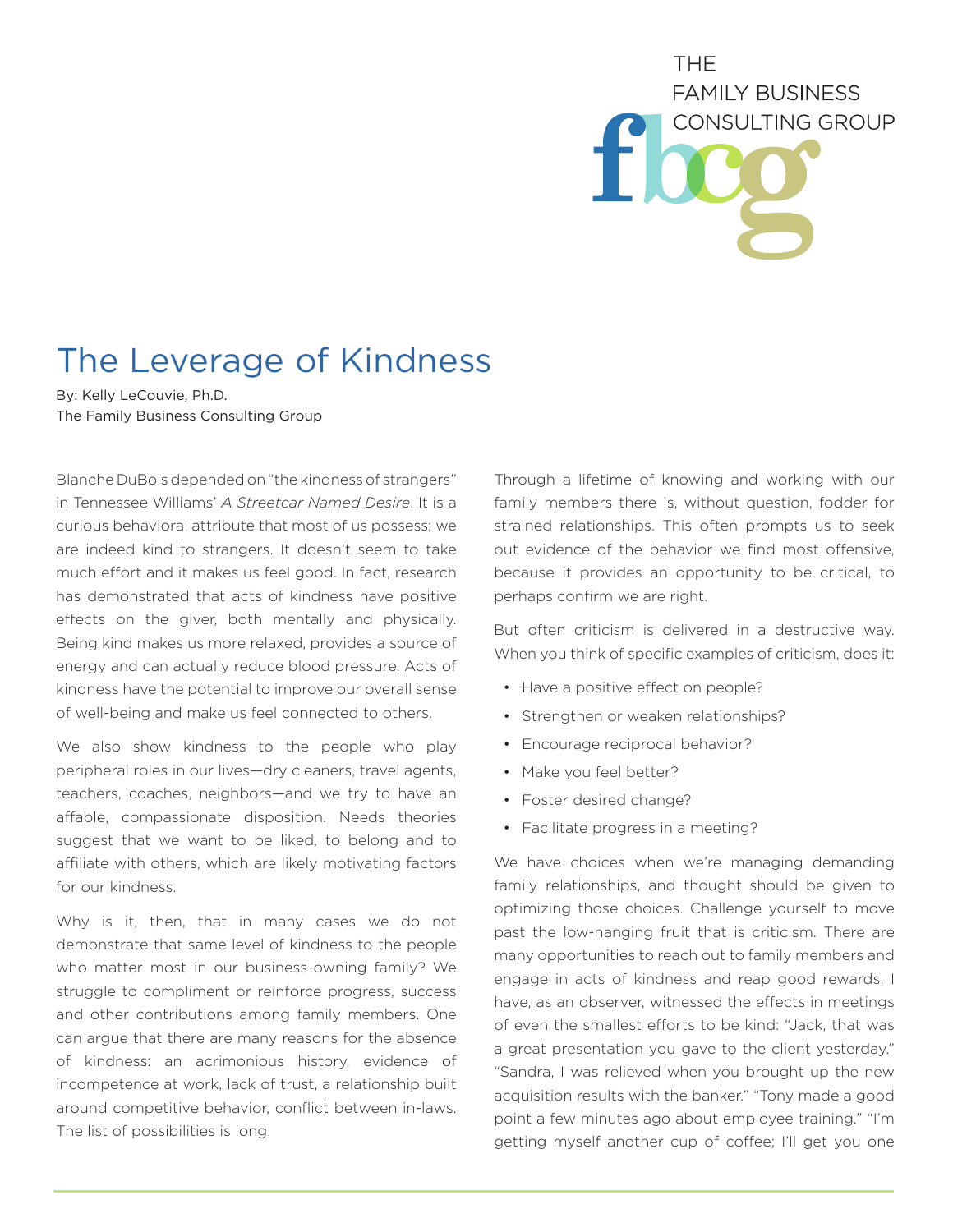# The Leverage of Kindness

By: Kelly LeCouvie, Ph.D.
The Family Business Consulting Group

Blanche DuBois depended on "the kindness of strangers" in Tennessee Williams' *A Streetcar Named Desire*. It is a curious behavioral attribute that most of us possess; we are indeed kind to strangers. It doesn't seem to take much effort and it makes us feel good. In fact, research has demonstrated that acts of kindness have positive effects on the giver, both mentally and physically. Being kind makes us more relaxed, provides a source of energy and can actually reduce blood pressure. Acts of kindness have the potential to improve our overall sense of well-being and make us feel connected to others.

We also show kindness to the people who play peripheral roles in our lives—dry cleaners, travel agents, teachers, coaches, neighbors—and we try to have an affable, compassionate disposition. Needs theories suggest that we want to be liked, to belong and to affiliate with others, which are likely motivating factors for our kindness.

Why is it, then, that in many cases we do not demonstrate that same level of kindness to the people who matter most in our business-owning family? We struggle to compliment or reinforce progress, success and other contributions among family members. One can argue that there are many reasons for the absence of kindness: an acrimonious history, evidence of incompetence at work, lack of trust, a relationship built around competitive behavior, conflict between in-laws. The list of possibilities is long.

Through a lifetime of knowing and working with our family members there is, without question, fodder for strained relationships. This often prompts us to seek out evidence of the behavior we find most offensive, because it provides an opportunity to be critical, to perhaps confirm we are right.

But often criticism is delivered in a destructive way. When you think of specific examples of criticism, does it:

- Have a positive effect on people?
- Strengthen or weaken relationships?
- Encourage reciprocal behavior?
- Make you feel better?
- Foster desired change?
- Facilitate progress in a meeting?

We have choices when we're managing demanding family relationships, and thought should be given to optimizing those choices. Challenge yourself to move past the low-hanging fruit that is criticism. There are many opportunities to reach out to family members and engage in acts of kindness and reap good rewards. I have, as an observer, witnessed the effects in meetings of even the smallest efforts to be kind: "Jack, that was a great presentation you gave to the client yesterday." "Sandra, I was relieved when you brought up the new acquisition results with the banker." "Tony made a good point a few minutes ago about employee training." "I'm getting myself another cup of coffee; I'll get you one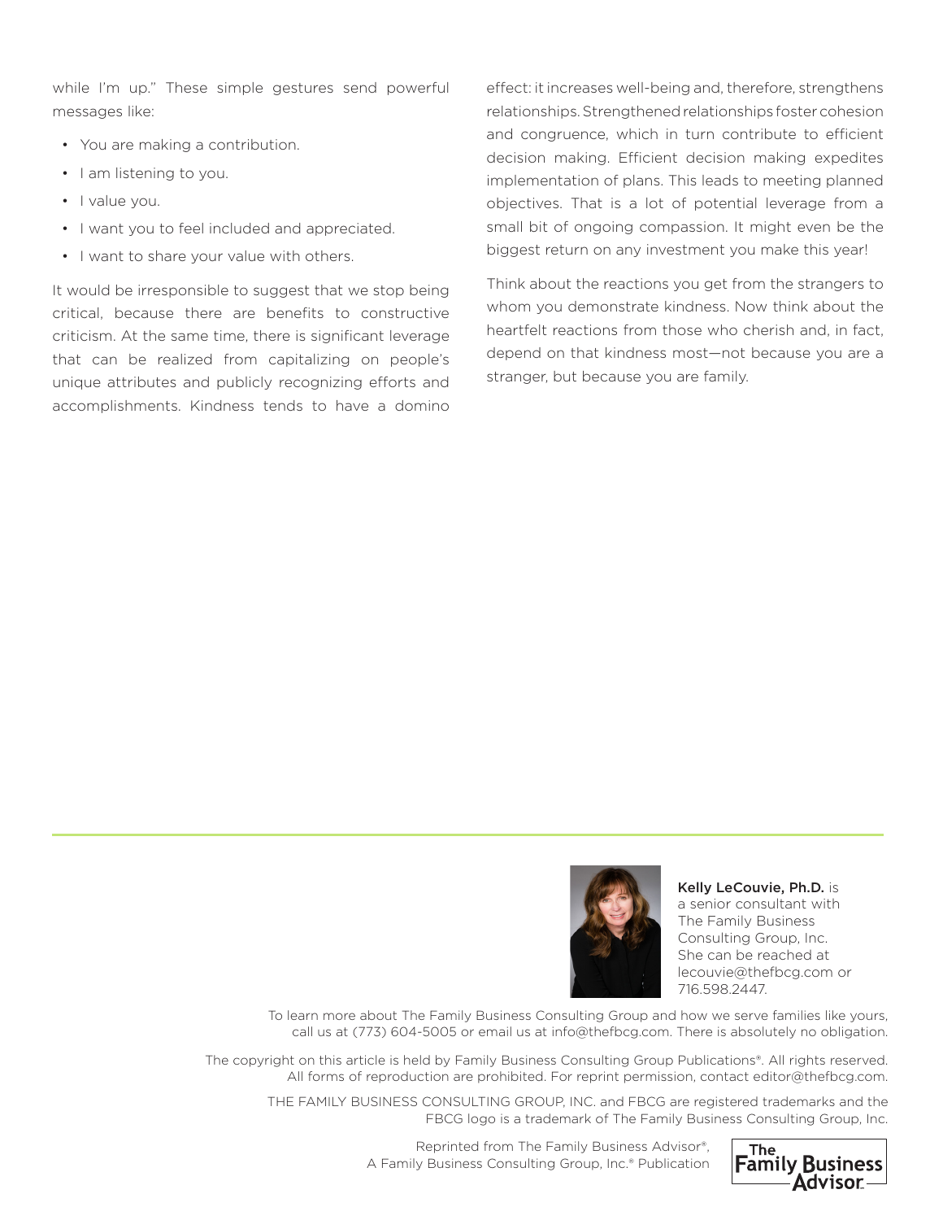while I'm up." These simple gestures send powerful messages like:

- You are making a contribution.
- I am listening to you.
- I value you.
- I want you to feel included and appreciated.
- I want to share your value with others.

It would be irresponsible to suggest that we stop being critical, because there are benefits to constructive criticism. At the same time, there is significant leverage that can be realized from capitalizing on people's unique attributes and publicly recognizing efforts and accomplishments. Kindness tends to have a domino effect: it increases well-being and, therefore, strengthens relationships. Strengthened relationships foster cohesion and congruence, which in turn contribute to efficient decision making. Efficient decision making expedites implementation of plans. This leads to meeting planned objectives. That is a lot of potential leverage from a small bit of ongoing compassion. It might even be the biggest return on any investment you make this year!

Think about the reactions you get from the strangers to whom you demonstrate kindness. Now think about the heartfelt reactions from those who cherish and, in fact, depend on that kindness most—not because you are a stranger, but because you are family.

---

**Kelly LeCouvie, Ph.D.** is a senior consultant with The Family Business Consulting Group, Inc. She can be reached at lecouvie@thefbcg.com or 716.598.2447.

To learn more about The Family Business Consulting Group and how we serve families like yours, call us at (773) 604-5005 or email us at info@thefbcg.com. There is absolutely no obligation.

The copyright on this article is held by Family Business Consulting Group Publications®. All rights reserved. All forms of reproduction are prohibited. For reprint permission, contact editor@thefbcg.com.

THE FAMILY BUSINESS CONSULTING GROUP, INC. and FBCG are registered trademarks and the FBCG logo is a trademark of The Family Business Consulting Group, Inc.

Reprinted from The Family Business Advisor®, A Family Business Consulting Group, Inc.® Publication